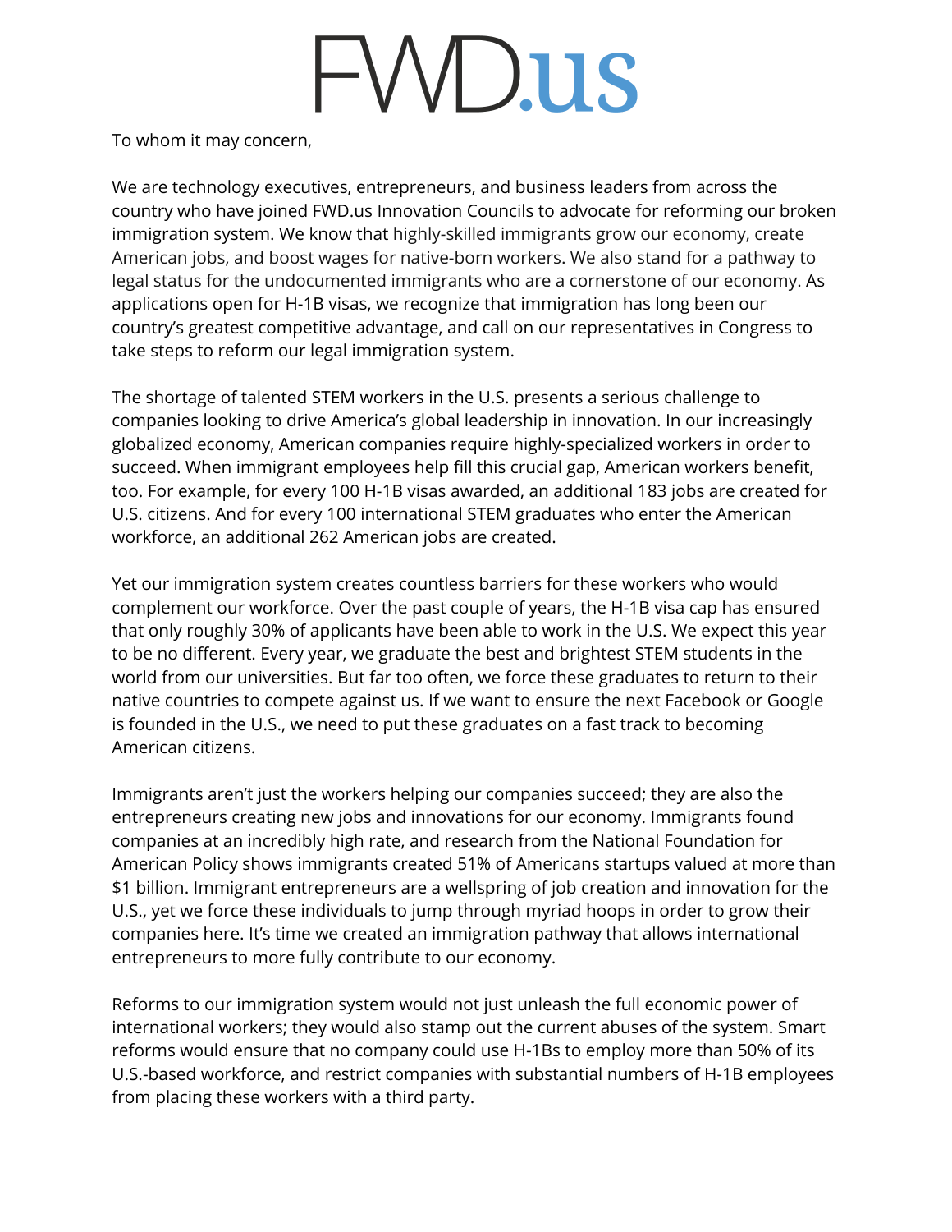# FWD.us

To whom it may concern,

We are technology executives, entrepreneurs, and business leaders from across the country who have joined FWD.us Innovation Councils to advocate for reforming our broken immigration system. We know that highly-skilled immigrants grow our economy, create American jobs, and boost wages for native-born workers. We also stand for a pathway to legal status for the undocumented immigrants who are a cornerstone of our economy. As applications open for H-1B visas, we recognize that immigration has long been our country's greatest competitive advantage, and call on our representatives in Congress to take steps to reform our legal immigration system.

The shortage of talented STEM workers in the U.S. presents a serious challenge to companies looking to drive America's global leadership in innovation. In our increasingly globalized economy, American companies require highly-specialized workers in order to succeed. When immigrant employees help fill this crucial gap, American workers benefit, too. For example, for every 100 H-1B visas awarded, an additional 183 jobs are created for U.S. citizens. And for every 100 international STEM graduates who enter the American workforce, an additional 262 American jobs are created.

Yet our immigration system creates countless barriers for these workers who would complement our workforce. Over the past couple of years, the H-1B visa cap has ensured that only roughly 30% of applicants have been able to work in the U.S. We expect this year to be no different. Every year, we graduate the best and brightest STEM students in the world from our universities. But far too often, we force these graduates to return to their native countries to compete against us. If we want to ensure the next Facebook or Google is founded in the U.S., we need to put these graduates on a fast track to becoming American citizens.

Immigrants aren't just the workers helping our companies succeed; they are also the entrepreneurs creating new jobs and innovations for our economy. Immigrants found companies at an incredibly high rate, and research from the National Foundation for American Policy shows immigrants created 51% of Americans startups valued at more than $1 billion. Immigrant entrepreneurs are a wellspring of job creation and innovation for the U.S., yet we force these individuals to jump through myriad hoops in order to grow their companies here. It's time we created an immigration pathway that allows international entrepreneurs to more fully contribute to our economy.

Reforms to our immigration system would not just unleash the full economic power of international workers; they would also stamp out the current abuses of the system. Smart reforms would ensure that no company could use H-1Bs to employ more than 50% of its U.S.-based workforce, and restrict companies with substantial numbers of H-1B employees from placing these workers with a third party.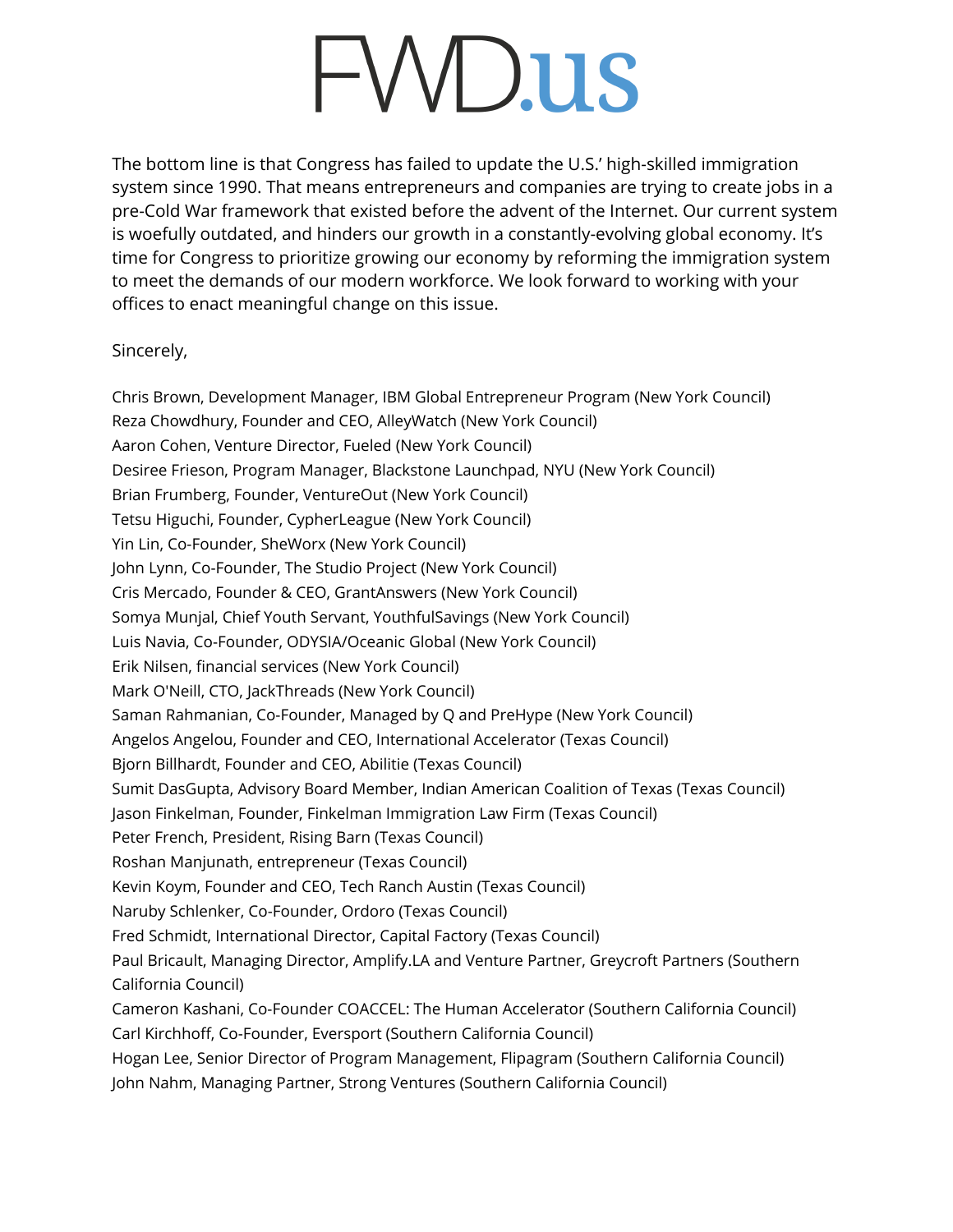The bottom line is that Congress has failed to update the U.S.' high-skilled immigration system since 1990. That means entrepreneurs and companies are trying to create jobs in a pre-Cold War framework that existed before the advent of the Internet. Our current system is woefully outdated, and hinders our growth in a constantly-evolving global economy. It's time for Congress to prioritize growing our economy by reforming the immigration system to meet the demands of our modern workforce. We look forward to working with your offices to enact meaningful change on this issue.

Sincerely,

Chris Brown, Development Manager, IBM Global Entrepreneur Program (New York Council)
Reza Chowdhury, Founder and CEO, AlleyWatch (New York Council)
Aaron Cohen, Venture Director, Fueled (New York Council)
Desiree Frieson, Program Manager, Blackstone Launchpad, NYU (New York Council)
Brian Frumberg, Founder, VentureOut (New York Council)
Tetsu Higuchi, Founder, CypherLeague (New York Council)
Yin Lin, Co-Founder, SheWorx (New York Council)
John Lynn, Co-Founder, The Studio Project (New York Council)
Cris Mercado, Founder & CEO, GrantAnswers (New York Council)
Somya Munjal, Chief Youth Servant, YouthfulSavings (New York Council)
Luis Navia, Co-Founder, ODYSIA/Oceanic Global (New York Council)
Erik Nilsen, financial services (New York Council)
Mark O'Neill, CTO, JackThreads (New York Council)
Saman Rahmanian, Co-Founder, Managed by Q and PreHype (New York Council)
Angelos Angelou, Founder and CEO, International Accelerator (Texas Council)
Bjorn Billhardt, Founder and CEO, Abilitie (Texas Council)
Sumit DasGupta, Advisory Board Member, Indian American Coalition of Texas (Texas Council)
Jason Finkelman, Founder, Finkelman Immigration Law Firm (Texas Council)
Peter French, President, Rising Barn (Texas Council)
Roshan Manjunath, entrepreneur (Texas Council)
Kevin Koym, Founder and CEO, Tech Ranch Austin (Texas Council)
Naruby Schlenker, Co-Founder, Ordoro (Texas Council)
Fred Schmidt, International Director, Capital Factory (Texas Council)
Paul Bricault, Managing Director, Amplify.LA and Venture Partner, Greycroft Partners (Southern California Council)
Cameron Kashani, Co-Founder COACCEL: The Human Accelerator (Southern California Council)
Carl Kirchhoff, Co-Founder, Eversport (Southern California Council)
Hogan Lee, Senior Director of Program Management, Flipagram (Southern California Council)
John Nahm, Managing Partner, Strong Ventures (Southern California Council)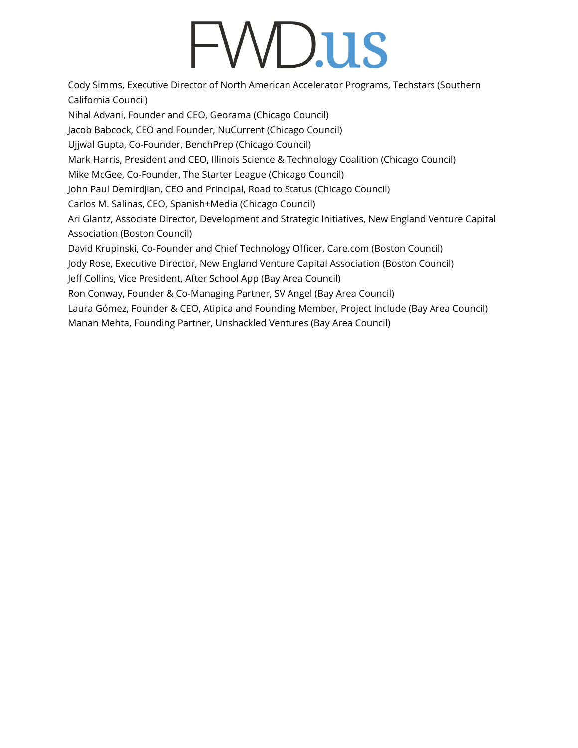Cody Simms, Executive Director of North American Accelerator Programs, Techstars (Southern California Council)
Nihal Advani, Founder and CEO, Georama (Chicago Council)
Jacob Babcock, CEO and Founder, NuCurrent (Chicago Council)
Ujjwal Gupta, Co-Founder, BenchPrep (Chicago Council)
Mark Harris, President and CEO, Illinois Science & Technology Coalition (Chicago Council)
Mike McGee, Co-Founder, The Starter League (Chicago Council)
John Paul Demirdjian, CEO and Principal, Road to Status (Chicago Council)
Carlos M. Salinas, CEO, Spanish+Media (Chicago Council)
Ari Glantz, Associate Director, Development and Strategic Initiatives, New England Venture Capital Association (Boston Council)
David Krupinski, Co-Founder and Chief Technology Officer, Care.com (Boston Council)
Jody Rose, Executive Director, New England Venture Capital Association (Boston Council)
Jeff Collins, Vice President, After School App (Bay Area Council)
Ron Conway, Founder & Co-Managing Partner, SV Angel (Bay Area Council)
Laura Gómez, Founder & CEO, Atipica and Founding Member, Project Include (Bay Area Council)
Manan Mehta, Founding Partner, Unshackled Ventures (Bay Area Council)